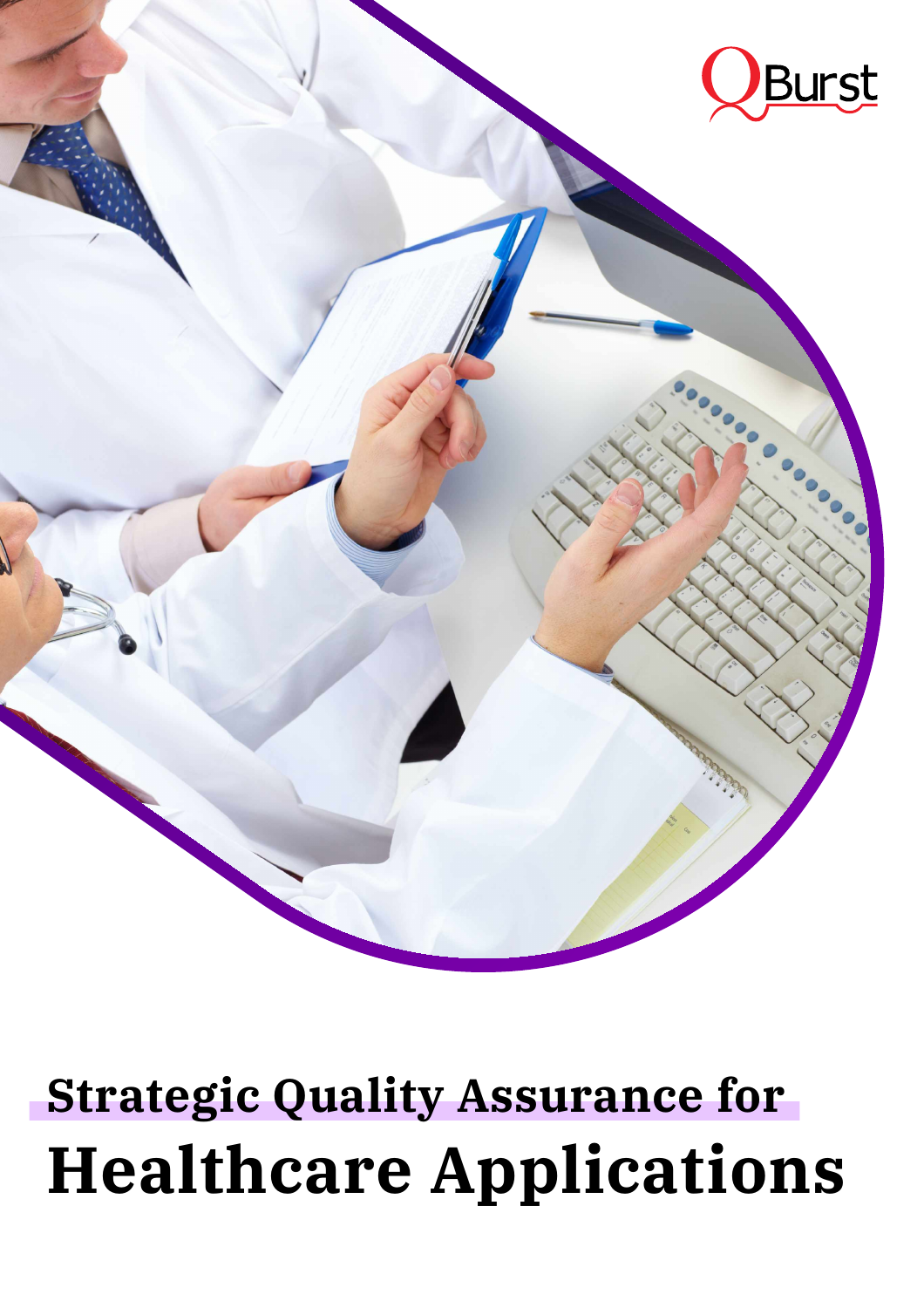QBurst

# Strategic Quality Assurance for Healthcare Applications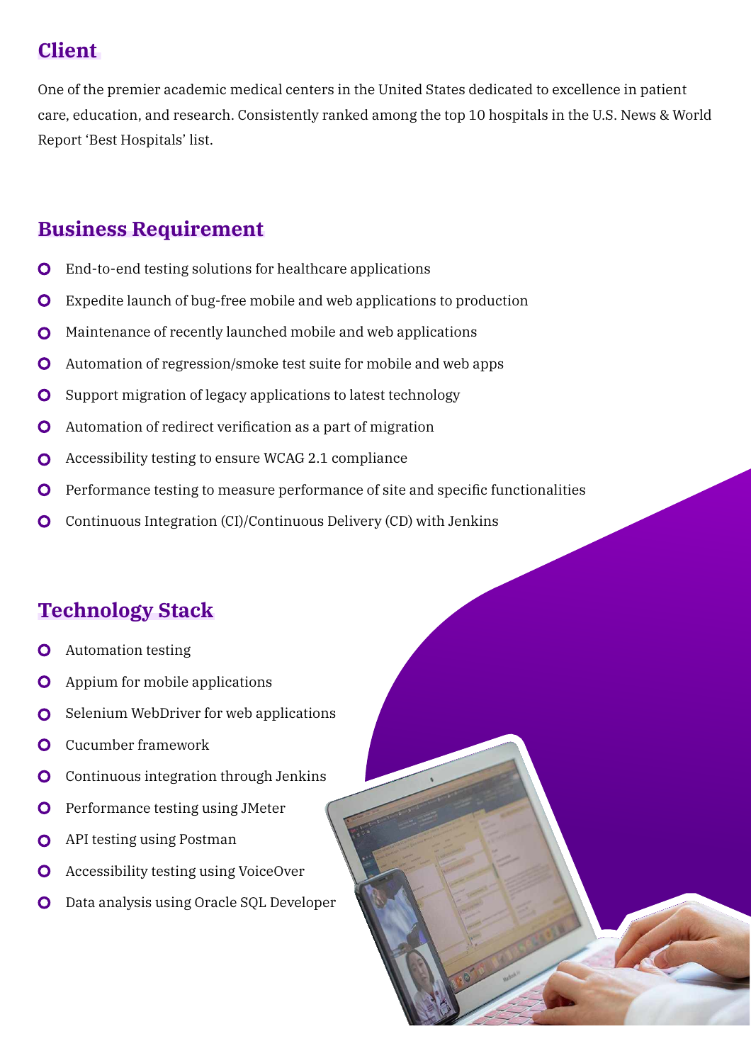## Client

One of the premier academic medical centers in the United States dedicated to excellence in patient care, education, and research. Consistently ranked among the top 10 hospitals in the U.S. News & World Report 'Best Hospitals' list.

## Business Requirement

- End-to-end testing solutions for healthcare applications
- Expedite launch of bug-free mobile and web applications to production
- Maintenance of recently launched mobile and web applications
- Automation of regression/smoke test suite for mobile and web apps
- Support migration of legacy applications to latest technology
- Automation of redirect verification as a part of migration
- Accessibility testing to ensure WCAG 2.1 compliance
- Performance testing to measure performance of site and specific functionalities
- Continuous Integration (CI)/Continuous Delivery (CD) with Jenkins

## Technology Stack

- Automation testing
- Appium for mobile applications
- Selenium WebDriver for web applications
- Cucumber framework
- Continuous integration through Jenkins
- Performance testing using JMeter
- API testing using Postman
- Accessibility testing using VoiceOver
- Data analysis using Oracle SQL Developer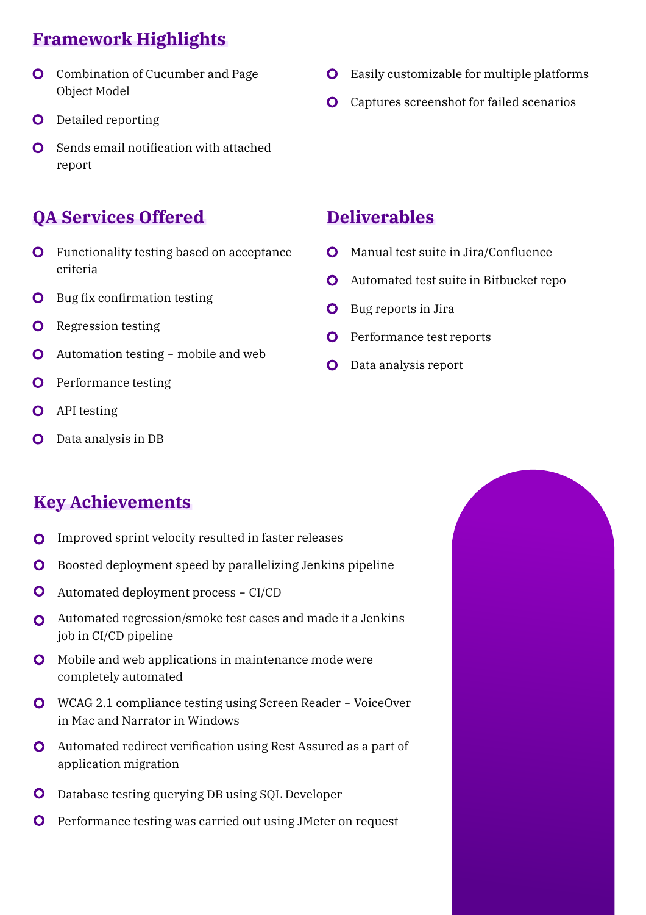## Framework Highlights

- Combination of Cucumber and Page Object Model
- Detailed reporting
- Sends email notification with attached report
- Easily customizable for multiple platforms
- Captures screenshot for failed scenarios

## QA Services Offered

- Functionality testing based on acceptance criteria
- Bug fix confirmation testing
- Regression testing
- Automation testing – mobile and web
- Performance testing
- API testing
- Data analysis in DB

## Deliverables

- Manual test suite in Jira/Confluence
- Automated test suite in Bitbucket repo
- Bug reports in Jira
- Performance test reports
- Data analysis report

## Key Achievements

- Improved sprint velocity resulted in faster releases
- Boosted deployment speed by parallelizing Jenkins pipeline
- Automated deployment process – CI/CD
- Automated regression/smoke test cases and made it a Jenkins job in CI/CD pipeline
- Mobile and web applications in maintenance mode were completely automated
- WCAG 2.1 compliance testing using Screen Reader – VoiceOver in Mac and Narrator in Windows
- Automated redirect verification using Rest Assured as a part of application migration
- Database testing querying DB using SQL Developer
- Performance testing was carried out using JMeter on request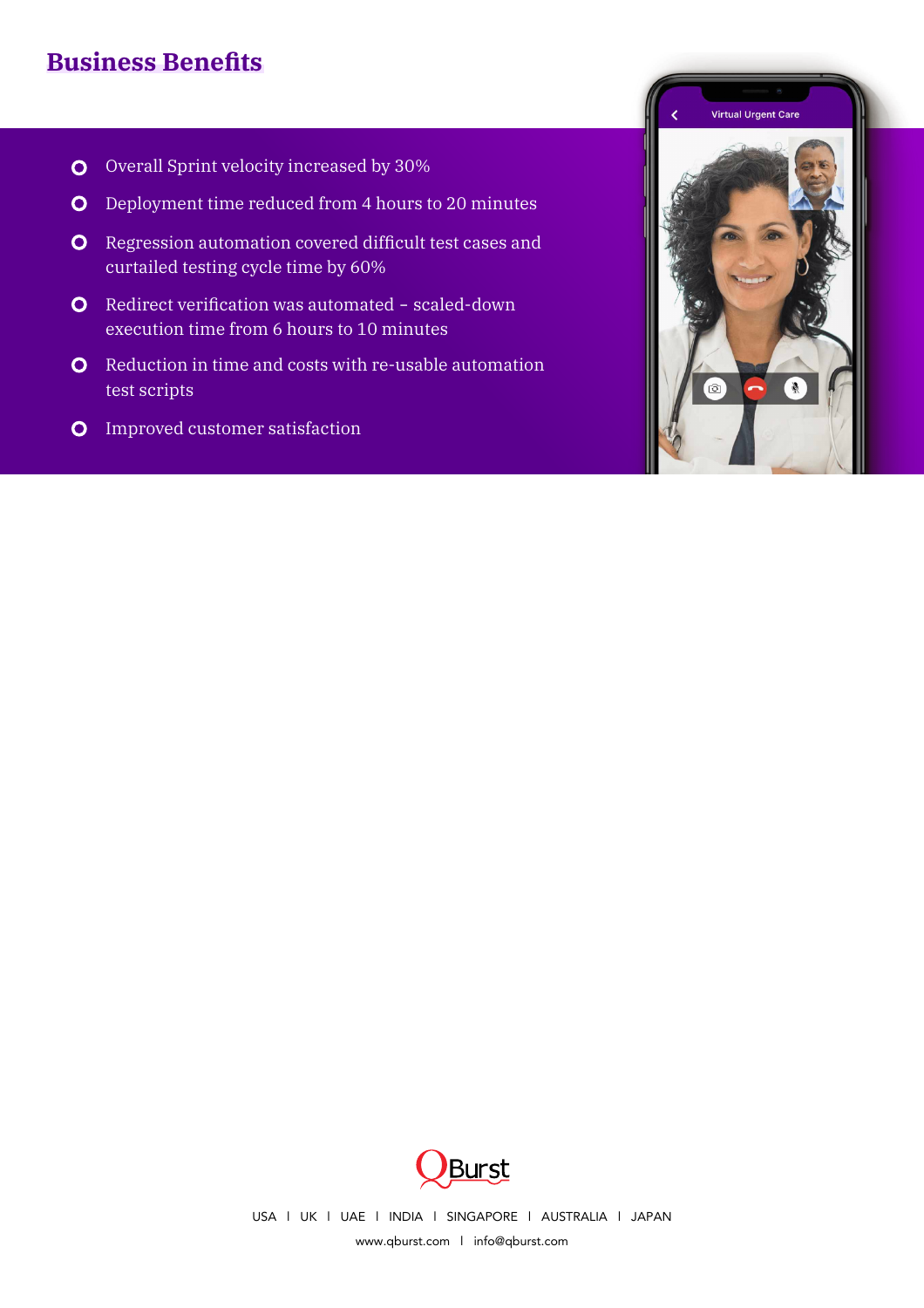## Business Benefits

- Overall Sprint velocity increased by 30%
- Deployment time reduced from 4 hours to 20 minutes
- Regression automation covered difficult test cases and curtailed testing cycle time by 60%
- Redirect verification was automated – scaled-down execution time from 6 hours to 10 minutes
- Reduction in time and costs with re-usable automation test scripts
- Improved customer satisfaction

QBurst

USA I UK I UAE I INDIA I SINGAPORE I AUSTRALIA I JAPAN

www.qburst.com I info@qburst.com